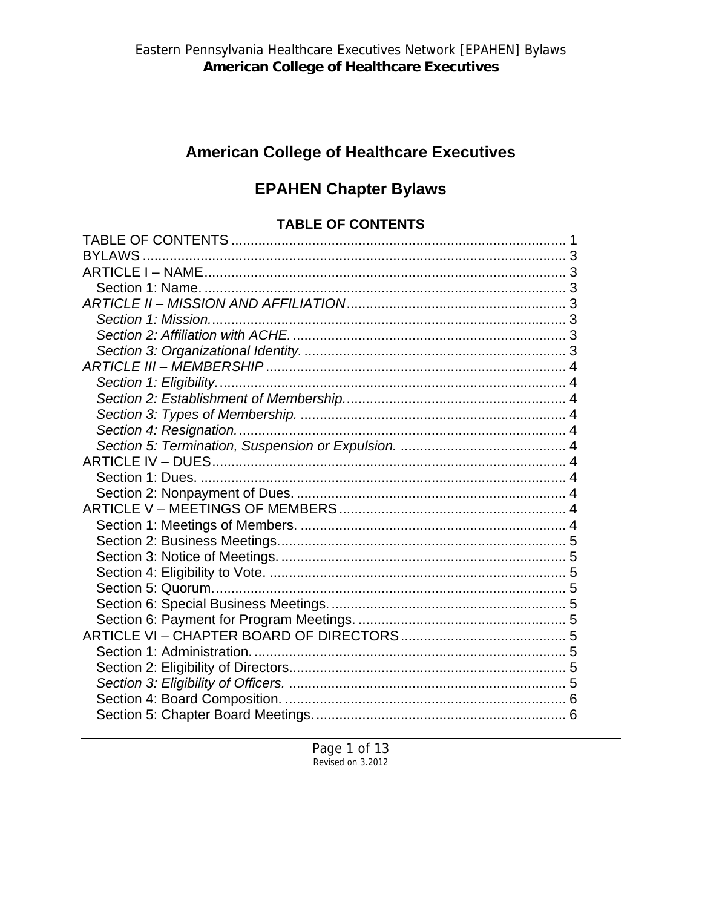# American College of Healthcare Executives

## EPAHEN Chapter Bylaws

### TABLE OF CONTENTS

TABLE OF CONTENTS ........................................................................................ 1
BYLAWS ............................................................................................................. 3
ARTICLE I – NAME............................................................................................. 3
  Section 1: Name. ............................................................................................. 3
*ARTICLE II – MISSION AND AFFILIATION* ......................................................... 3
  *Section 1: Mission.* ............................................................................................ 3
  *Section 2: Affiliation with ACHE.* ....................................................................... 3
  *Section 3: Organizational Identity.* .................................................................... 3
*ARTICLE III – MEMBERSHIP* ............................................................................. 4
  *Section 1: Eligibility.* .......................................................................................... 4
  *Section 2: Establishment of Membership.* ......................................................... 4
  *Section 3: Types of Membership.* ..................................................................... 4
  *Section 4: Resignation.* ..................................................................................... 4
  *Section 5: Termination, Suspension or Expulsion.* ........................................... 4
ARTICLE IV – DUES............................................................................................ 4
  Section 1: Dues. ............................................................................................... 4
  Section 2: Nonpayment of Dues. ...................................................................... 4
ARTICLE V – MEETINGS OF MEMBERS .......................................................... 4
  Section 1: Meetings of Members. ..................................................................... 4
  Section 2: Business Meetings. .......................................................................... 5
  Section 3: Notice of Meetings. .......................................................................... 5
  Section 4: Eligibility to Vote. ............................................................................. 5
  Section 5: Quorum. ........................................................................................... 5
  Section 6: Special Business Meetings. ............................................................. 5
  Section 6: Payment for Program Meetings. ...................................................... 5
ARTICLE VI – CHAPTER BOARD OF DIRECTORS .......................................... 5
  Section 1: Administration. ................................................................................. 5
  Section 2: Eligibility of Directors ....................................................................... 5
  *Section 3: Eligibility of Officers.* ........................................................................ 5
  Section 4: Board Composition. ......................................................................... 6
  Section 5: Chapter Board Meetings. ................................................................. 6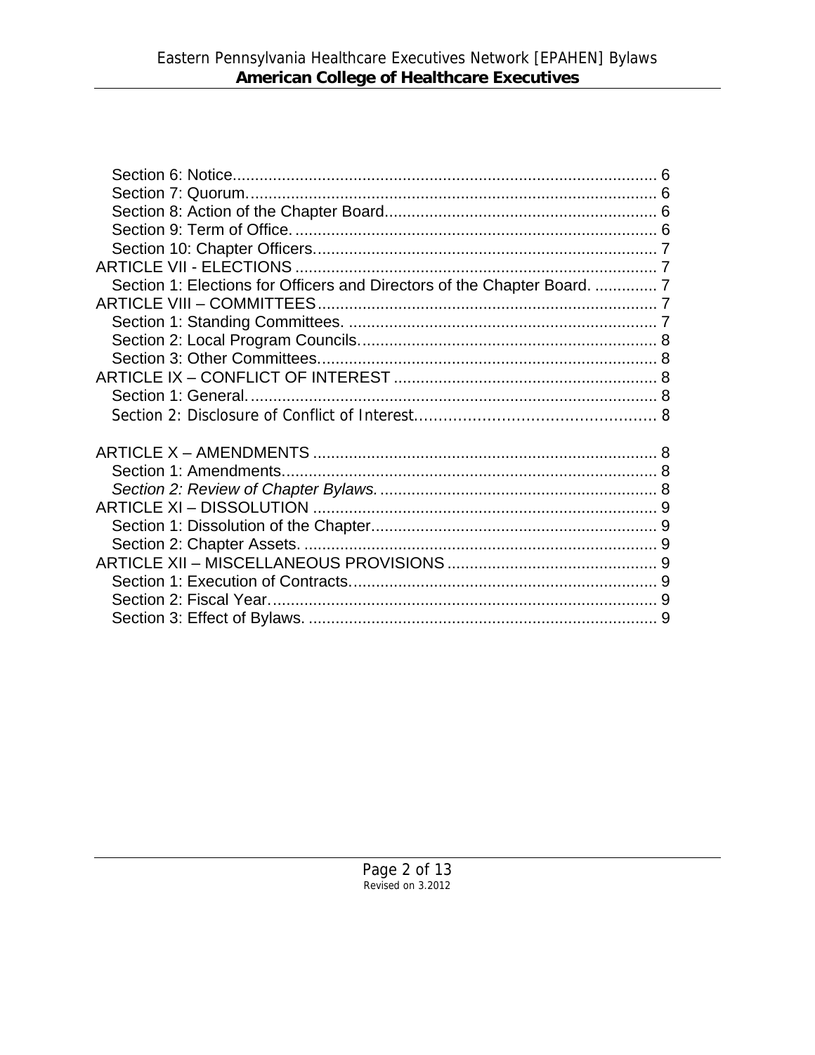Section 6: Notice.......................................................................................... 6
Section 7: Quorum......................................................................................... 6
Section 8: Action of the Chapter Board............................................................ 6
Section 9: Term of Office................................................................................ 6
Section 10: Chapter Officers............................................................................ 7
ARTICLE VII - ELECTIONS ................................................................................ 7
Section 1: Elections for Officers and Directors of the Chapter Board. ............. 7
ARTICLE VIII – COMMITTEES........................................................................... 7
Section 1: Standing Committees. ..................................................................... 7
Section 2: Local Program Councils.................................................................. 8
Section 3: Other Committees............................................................................ 8
ARTICLE IX – CONFLICT OF INTEREST ........................................................... 8
Section 1: General........................................................................................... 8
Section 2: Disclosure of Conflict of Interest................................................. 8

ARTICLE X – AMENDMENTS ............................................................................ 8
Section 1: Amendments.................................................................................... 8
*Section 2: Review of Chapter Bylaws.* ............................................................. 8
ARTICLE XI – DISSOLUTION ............................................................................ 9
Section 1: Dissolution of the Chapter................................................................ 9
Section 2: Chapter Assets. ............................................................................... 9
ARTICLE XII – MISCELLANEOUS PROVISIONS ............................................... 9
Section 1: Execution of Contracts.................................................................... 9
Section 2: Fiscal Year....................................................................................... 9
Section 3: Effect of Bylaws. .............................................................................. 9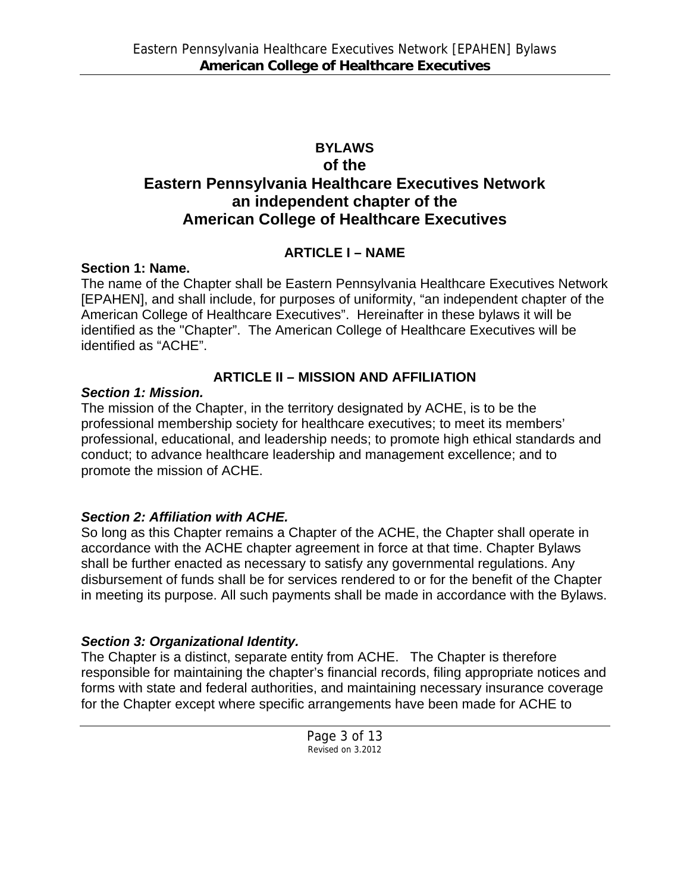# BYLAWS
# of the
# Eastern Pennsylvania Healthcare Executives Network
# an independent chapter of the
# American College of Healthcare Executives

## ARTICLE I – NAME

**Section 1: Name.**

The name of the Chapter shall be Eastern Pennsylvania Healthcare Executives Network [EPAHEN], and shall include, for purposes of uniformity, "an independent chapter of the American College of Healthcare Executives". Hereinafter in these bylaws it will be identified as the "Chapter". The American College of Healthcare Executives will be identified as "ACHE".

## ARTICLE II – MISSION AND AFFILIATION

***Section 1: Mission.***

The mission of the Chapter, in the territory designated by ACHE, is to be the professional membership society for healthcare executives; to meet its members' professional, educational, and leadership needs; to promote high ethical standards and conduct; to advance healthcare leadership and management excellence; and to promote the mission of ACHE.

***Section 2: Affiliation with ACHE.***

So long as this Chapter remains a Chapter of the ACHE, the Chapter shall operate in accordance with the ACHE chapter agreement in force at that time. Chapter Bylaws shall be further enacted as necessary to satisfy any governmental regulations. Any disbursement of funds shall be for services rendered to or for the benefit of the Chapter in meeting its purpose. All such payments shall be made in accordance with the Bylaws.

***Section 3: Organizational Identity.***

The Chapter is a distinct, separate entity from ACHE. The Chapter is therefore responsible for maintaining the chapter's financial records, filing appropriate notices and forms with state and federal authorities, and maintaining necessary insurance coverage for the Chapter except where specific arrangements have been made for ACHE to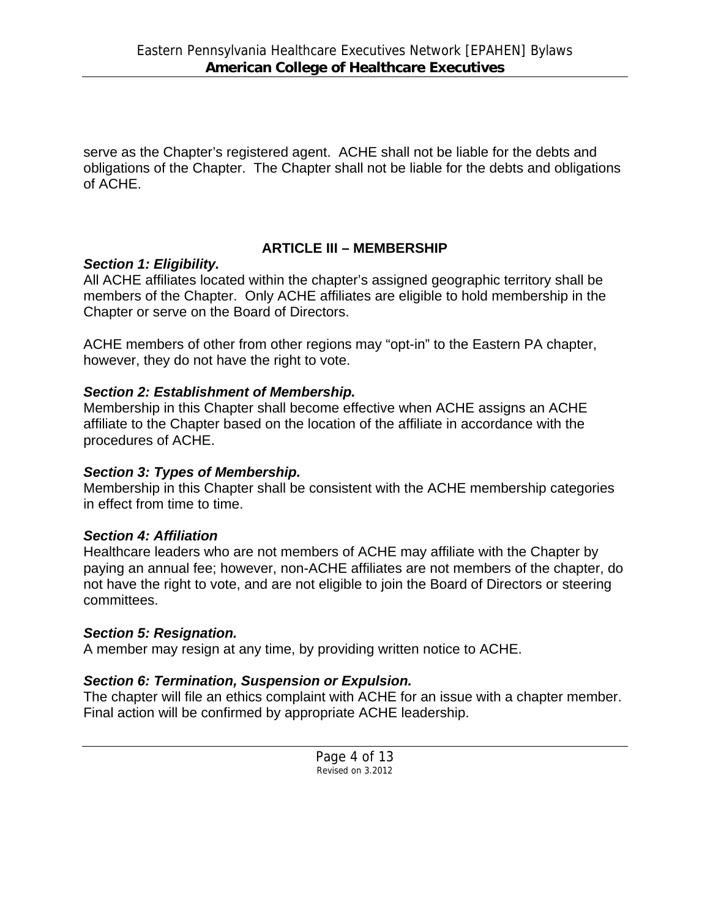serve as the Chapter's registered agent. ACHE shall not be liable for the debts and obligations of the Chapter. The Chapter shall not be liable for the debts and obligations of ACHE.

## ARTICLE III – MEMBERSHIP

***Section 1: Eligibility.***

All ACHE affiliates located within the chapter's assigned geographic territory shall be members of the Chapter. Only ACHE affiliates are eligible to hold membership in the Chapter or serve on the Board of Directors.

ACHE members of other from other regions may "opt-in" to the Eastern PA chapter, however, they do not have the right to vote.

***Section 2: Establishment of Membership.***

Membership in this Chapter shall become effective when ACHE assigns an ACHE affiliate to the Chapter based on the location of the affiliate in accordance with the procedures of ACHE.

***Section 3: Types of Membership.***

Membership in this Chapter shall be consistent with the ACHE membership categories in effect from time to time.

***Section 4: Affiliation***

Healthcare leaders who are not members of ACHE may affiliate with the Chapter by paying an annual fee; however, non-ACHE affiliates are not members of the chapter, do not have the right to vote, and are not eligible to join the Board of Directors or steering committees.

***Section 5: Resignation.***

A member may resign at any time, by providing written notice to ACHE.

***Section 6: Termination, Suspension or Expulsion.***

The chapter will file an ethics complaint with ACHE for an issue with a chapter member. Final action will be confirmed by appropriate ACHE leadership.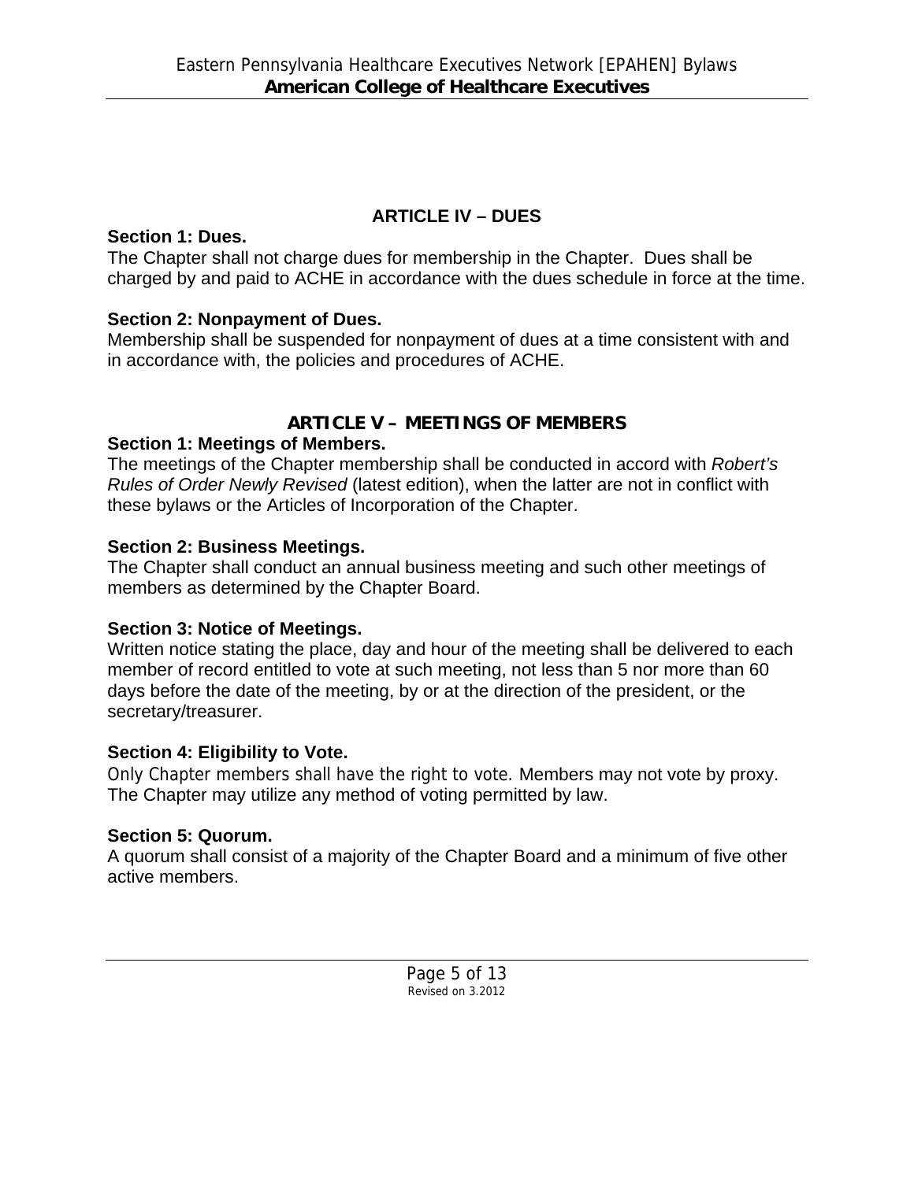## ARTICLE IV – DUES

**Section 1: Dues.**
The Chapter shall not charge dues for membership in the Chapter. Dues shall be charged by and paid to ACHE in accordance with the dues schedule in force at the time.

**Section 2: Nonpayment of Dues.**
Membership shall be suspended for nonpayment of dues at a time consistent with and in accordance with, the policies and procedures of ACHE.

## ARTICLE V – MEETINGS OF MEMBERS

**Section 1: Meetings of Members.**
The meetings of the Chapter membership shall be conducted in accord with *Robert's Rules of Order Newly Revised* (latest edition), when the latter are not in conflict with these bylaws or the Articles of Incorporation of the Chapter.

**Section 2: Business Meetings.**
The Chapter shall conduct an annual business meeting and such other meetings of members as determined by the Chapter Board.

**Section 3: Notice of Meetings.**
Written notice stating the place, day and hour of the meeting shall be delivered to each member of record entitled to vote at such meeting, not less than 5 nor more than 60 days before the date of the meeting, by or at the direction of the president, or the secretary/treasurer.

**Section 4: Eligibility to Vote.**
Only Chapter members shall have the right to vote. Members may not vote by proxy. The Chapter may utilize any method of voting permitted by law.

**Section 5: Quorum.**
A quorum shall consist of a majority of the Chapter Board and a minimum of five other active members.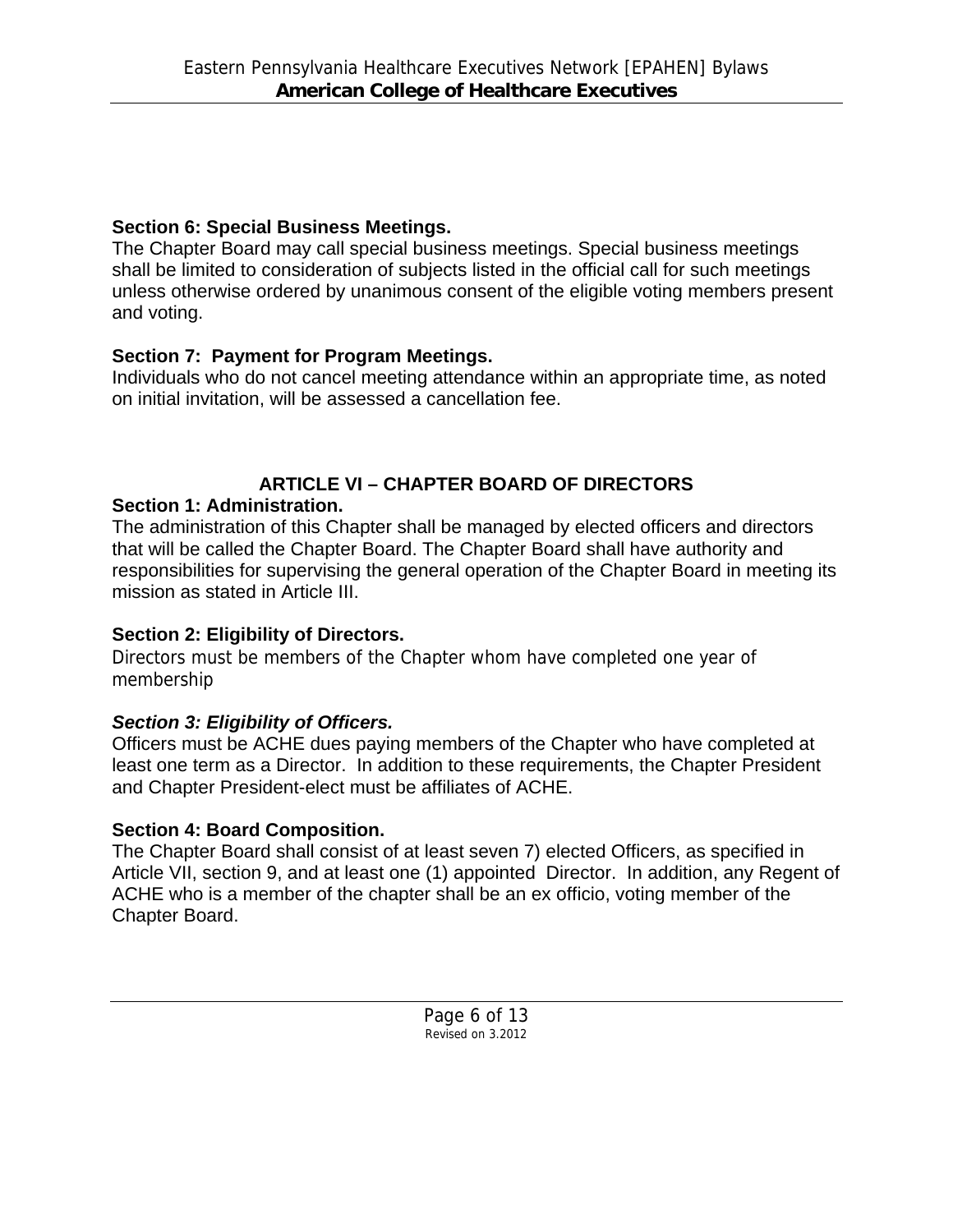**Section 6: Special Business Meetings.**
The Chapter Board may call special business meetings. Special business meetings shall be limited to consideration of subjects listed in the official call for such meetings unless otherwise ordered by unanimous consent of the eligible voting members present and voting.

**Section 7: Payment for Program Meetings.**
Individuals who do not cancel meeting attendance within an appropriate time, as noted on initial invitation, will be assessed a cancellation fee.

## ARTICLE VI – CHAPTER BOARD OF DIRECTORS

**Section 1: Administration.**
The administration of this Chapter shall be managed by elected officers and directors that will be called the Chapter Board. The Chapter Board shall have authority and responsibilities for supervising the general operation of the Chapter Board in meeting its mission as stated in Article III.

**Section 2: Eligibility of Directors.**
Directors must be members of the Chapter whom have completed one year of membership

***Section 3: Eligibility of Officers.***
Officers must be ACHE dues paying members of the Chapter who have completed at least one term as a Director. In addition to these requirements, the Chapter President and Chapter President-elect must be affiliates of ACHE.

**Section 4: Board Composition.**
The Chapter Board shall consist of at least seven 7) elected Officers, as specified in Article VII, section 9, and at least one (1) appointed Director. In addition, any Regent of ACHE who is a member of the chapter shall be an ex officio, voting member of the Chapter Board.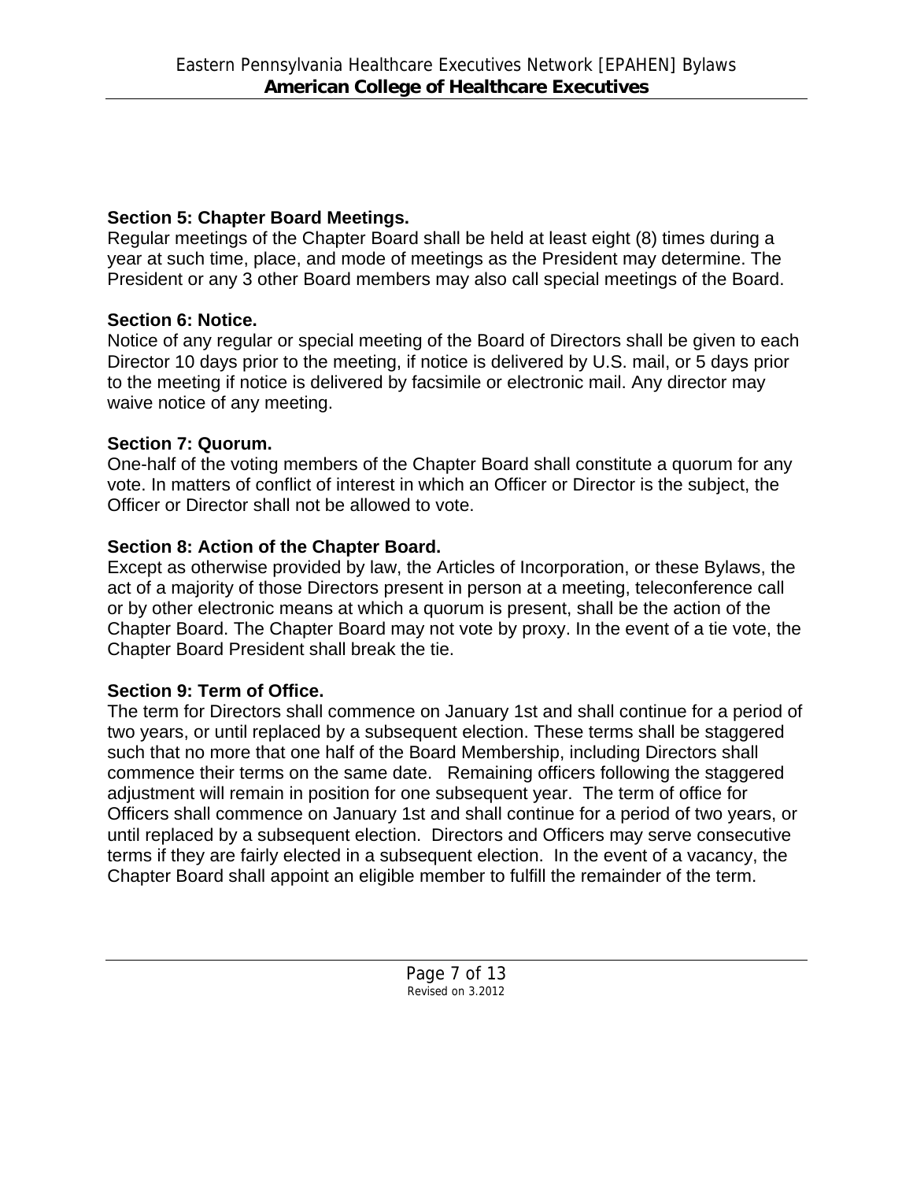**Section 5: Chapter Board Meetings.**
Regular meetings of the Chapter Board shall be held at least eight (8) times during a year at such time, place, and mode of meetings as the President may determine. The President or any 3 other Board members may also call special meetings of the Board.

**Section 6: Notice.**
Notice of any regular or special meeting of the Board of Directors shall be given to each Director 10 days prior to the meeting, if notice is delivered by U.S. mail, or 5 days prior to the meeting if notice is delivered by facsimile or electronic mail. Any director may waive notice of any meeting.

**Section 7: Quorum.**
One-half of the voting members of the Chapter Board shall constitute a quorum for any vote. In matters of conflict of interest in which an Officer or Director is the subject, the Officer or Director shall not be allowed to vote.

**Section 8: Action of the Chapter Board.**
Except as otherwise provided by law, the Articles of Incorporation, or these Bylaws, the act of a majority of those Directors present in person at a meeting, teleconference call or by other electronic means at which a quorum is present, shall be the action of the Chapter Board. The Chapter Board may not vote by proxy. In the event of a tie vote, the Chapter Board President shall break the tie.

**Section 9: Term of Office.**
The term for Directors shall commence on January 1st and shall continue for a period of two years, or until replaced by a subsequent election. These terms shall be staggered such that no more that one half of the Board Membership, including Directors shall commence their terms on the same date. Remaining officers following the staggered adjustment will remain in position for one subsequent year. The term of office for Officers shall commence on January 1st and shall continue for a period of two years, or until replaced by a subsequent election. Directors and Officers may serve consecutive terms if they are fairly elected in a subsequent election. In the event of a vacancy, the Chapter Board shall appoint an eligible member to fulfill the remainder of the term.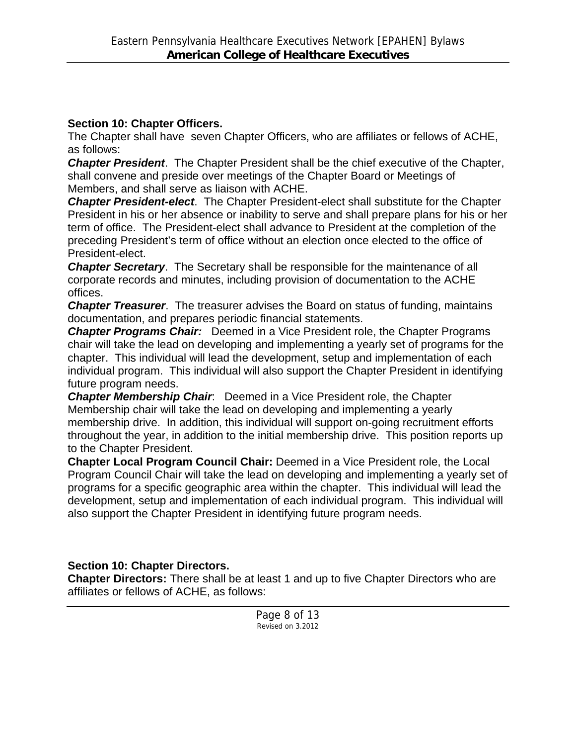**Section 10: Chapter Officers.**

The Chapter shall have seven Chapter Officers, who are affiliates or fellows of ACHE, as follows:

***Chapter President***. The Chapter President shall be the chief executive of the Chapter, shall convene and preside over meetings of the Chapter Board or Meetings of Members, and shall serve as liaison with ACHE.

***Chapter President-elect***. The Chapter President-elect shall substitute for the Chapter President in his or her absence or inability to serve and shall prepare plans for his or her term of office. The President-elect shall advance to President at the completion of the preceding President's term of office without an election once elected to the office of President-elect.

***Chapter Secretary***. The Secretary shall be responsible for the maintenance of all corporate records and minutes, including provision of documentation to the ACHE offices.

***Chapter Treasurer***. The treasurer advises the Board on status of funding, maintains documentation, and prepares periodic financial statements.

***Chapter Programs Chair:*** Deemed in a Vice President role, the Chapter Programs chair will take the lead on developing and implementing a yearly set of programs for the chapter. This individual will lead the development, setup and implementation of each individual program. This individual will also support the Chapter President in identifying future program needs.

***Chapter Membership Chair***: Deemed in a Vice President role, the Chapter Membership chair will take the lead on developing and implementing a yearly membership drive. In addition, this individual will support on-going recruitment efforts throughout the year, in addition to the initial membership drive. This position reports up to the Chapter President.

**Chapter Local Program Council Chair:** Deemed in a Vice President role, the Local Program Council Chair will take the lead on developing and implementing a yearly set of programs for a specific geographic area within the chapter. This individual will lead the development, setup and implementation of each individual program. This individual will also support the Chapter President in identifying future program needs.

**Section 10: Chapter Directors.**

**Chapter Directors:** There shall be at least 1 and up to five Chapter Directors who are affiliates or fellows of ACHE, as follows: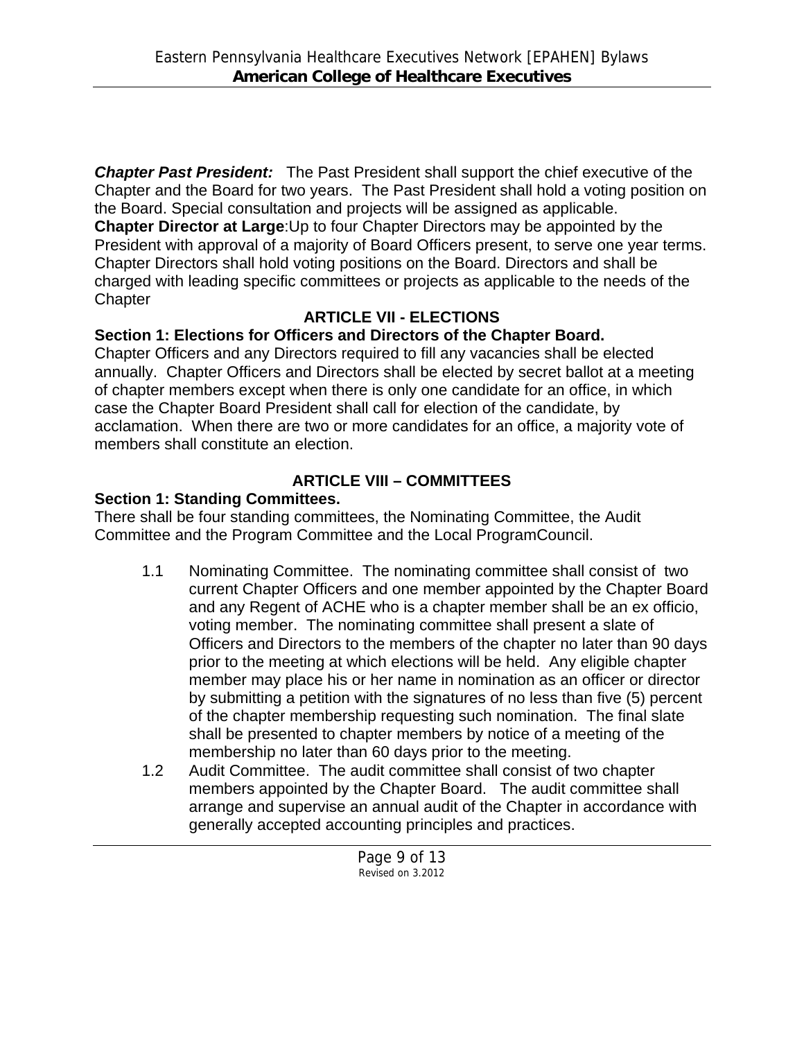***Chapter Past President:*** The Past President shall support the chief executive of the Chapter and the Board for two years. The Past President shall hold a voting position on the Board. Special consultation and projects will be assigned as applicable.
**Chapter Director at Large**:Up to four Chapter Directors may be appointed by the President with approval of a majority of Board Officers present, to serve one year terms. Chapter Directors shall hold voting positions on the Board. Directors and shall be charged with leading specific committees or projects as applicable to the needs of the Chapter

## ARTICLE VII - ELECTIONS

### Section 1: Elections for Officers and Directors of the Chapter Board.

Chapter Officers and any Directors required to fill any vacancies shall be elected annually. Chapter Officers and Directors shall be elected by secret ballot at a meeting of chapter members except when there is only one candidate for an office, in which case the Chapter Board President shall call for election of the candidate, by acclamation. When there are two or more candidates for an office, a majority vote of members shall constitute an election.

## ARTICLE VIII – COMMITTEES

### Section 1: Standing Committees.

There shall be four standing committees, the Nominating Committee, the Audit Committee and the Program Committee and the Local ProgramCouncil.

1.1 Nominating Committee. The nominating committee shall consist of two current Chapter Officers and one member appointed by the Chapter Board and any Regent of ACHE who is a chapter member shall be an ex officio, voting member. The nominating committee shall present a slate of Officers and Directors to the members of the chapter no later than 90 days prior to the meeting at which elections will be held. Any eligible chapter member may place his or her name in nomination as an officer or director by submitting a petition with the signatures of no less than five (5) percent of the chapter membership requesting such nomination. The final slate shall be presented to chapter members by notice of a meeting of the membership no later than 60 days prior to the meeting.

1.2 Audit Committee. The audit committee shall consist of two chapter members appointed by the Chapter Board. The audit committee shall arrange and supervise an annual audit of the Chapter in accordance with generally accepted accounting principles and practices.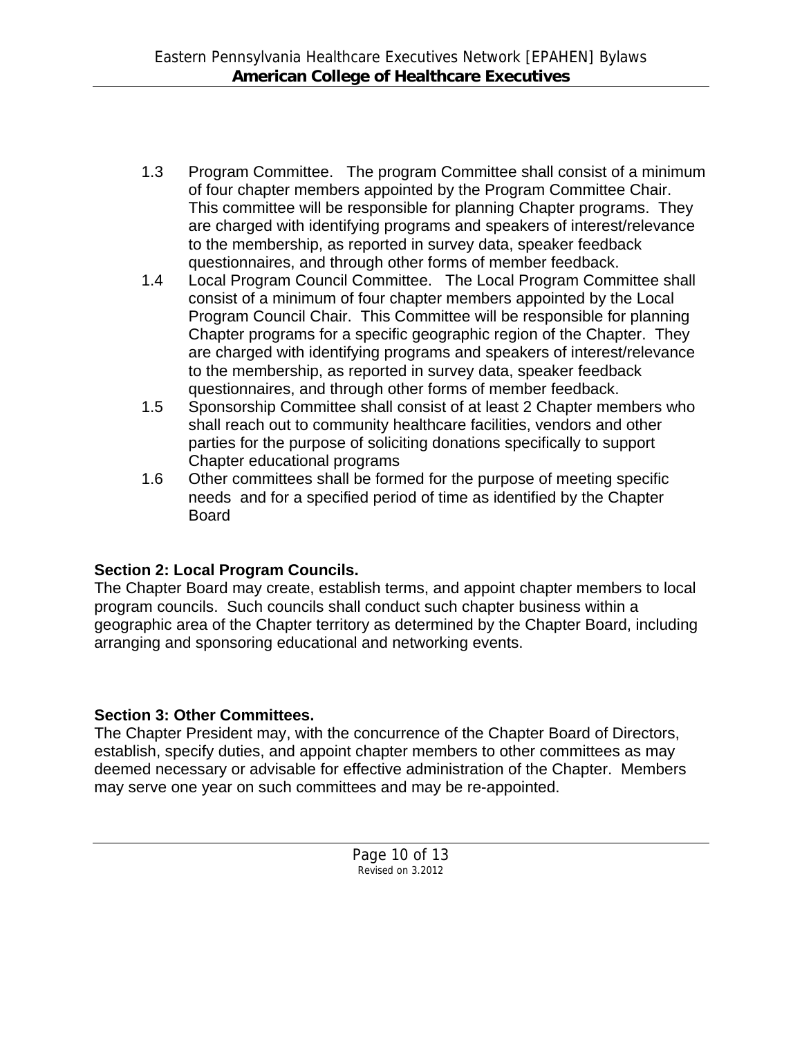1.3 Program Committee. The program Committee shall consist of a minimum of four chapter members appointed by the Program Committee Chair. This committee will be responsible for planning Chapter programs. They are charged with identifying programs and speakers of interest/relevance to the membership, as reported in survey data, speaker feedback questionnaires, and through other forms of member feedback.

1.4 Local Program Council Committee. The Local Program Committee shall consist of a minimum of four chapter members appointed by the Local Program Council Chair. This Committee will be responsible for planning Chapter programs for a specific geographic region of the Chapter. They are charged with identifying programs and speakers of interest/relevance to the membership, as reported in survey data, speaker feedback questionnaires, and through other forms of member feedback.

1.5 Sponsorship Committee shall consist of at least 2 Chapter members who shall reach out to community healthcare facilities, vendors and other parties for the purpose of soliciting donations specifically to support Chapter educational programs

1.6 Other committees shall be formed for the purpose of meeting specific needs and for a specified period of time as identified by the Chapter Board

**Section 2: Local Program Councils.**

The Chapter Board may create, establish terms, and appoint chapter members to local program councils. Such councils shall conduct such chapter business within a geographic area of the Chapter territory as determined by the Chapter Board, including arranging and sponsoring educational and networking events.

**Section 3: Other Committees.**

The Chapter President may, with the concurrence of the Chapter Board of Directors, establish, specify duties, and appoint chapter members to other committees as may deemed necessary or advisable for effective administration of the Chapter. Members may serve one year on such committees and may be re-appointed.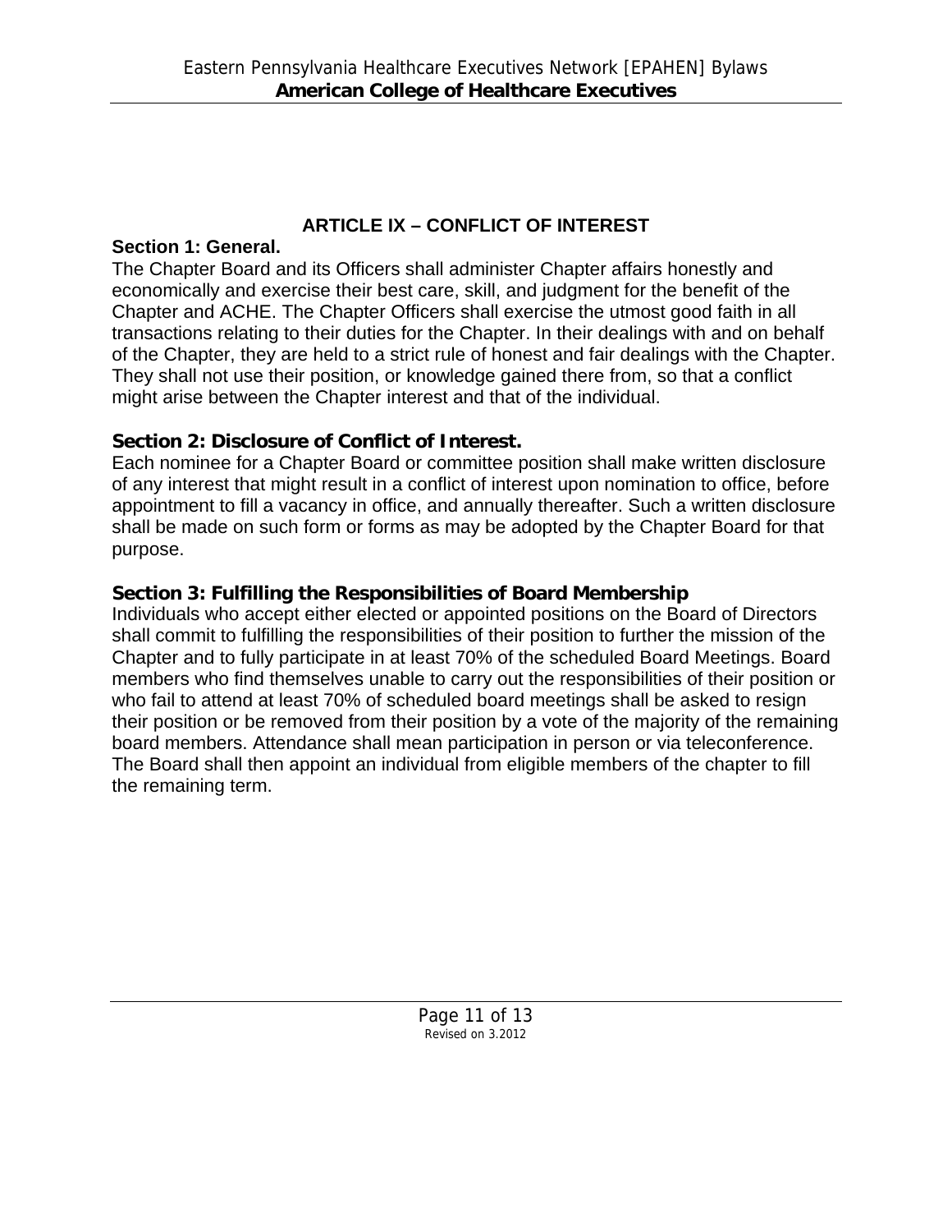## ARTICLE IX – CONFLICT OF INTEREST

**Section 1: General.**

The Chapter Board and its Officers shall administer Chapter affairs honestly and economically and exercise their best care, skill, and judgment for the benefit of the Chapter and ACHE. The Chapter Officers shall exercise the utmost good faith in all transactions relating to their duties for the Chapter. In their dealings with and on behalf of the Chapter, they are held to a strict rule of honest and fair dealings with the Chapter. They shall not use their position, or knowledge gained there from, so that a conflict might arise between the Chapter interest and that of the individual.

**Section 2: Disclosure of Conflict of Interest.**

Each nominee for a Chapter Board or committee position shall make written disclosure of any interest that might result in a conflict of interest upon nomination to office, before appointment to fill a vacancy in office, and annually thereafter. Such a written disclosure shall be made on such form or forms as may be adopted by the Chapter Board for that purpose.

**Section 3: Fulfilling the Responsibilities of Board Membership**

Individuals who accept either elected or appointed positions on the Board of Directors shall commit to fulfilling the responsibilities of their position to further the mission of the Chapter and to fully participate in at least 70% of the scheduled Board Meetings. Board members who find themselves unable to carry out the responsibilities of their position or who fail to attend at least 70% of scheduled board meetings shall be asked to resign their position or be removed from their position by a vote of the majority of the remaining board members. Attendance shall mean participation in person or via teleconference. The Board shall then appoint an individual from eligible members of the chapter to fill the remaining term.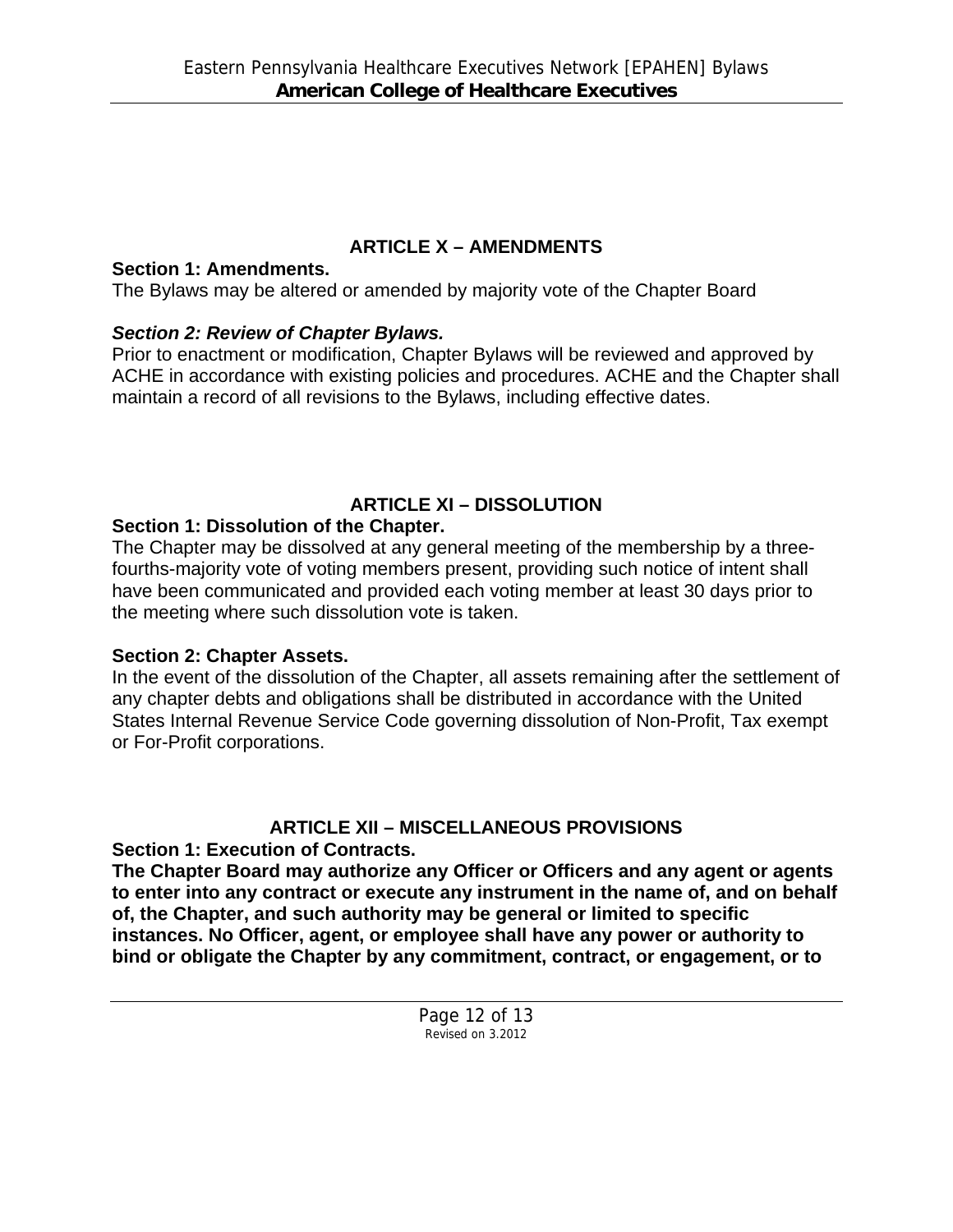## ARTICLE X – AMENDMENTS

**Section 1: Amendments.**

The Bylaws may be altered or amended by majority vote of the Chapter Board

***Section 2: Review of Chapter Bylaws.***

Prior to enactment or modification, Chapter Bylaws will be reviewed and approved by ACHE in accordance with existing policies and procedures. ACHE and the Chapter shall maintain a record of all revisions to the Bylaws, including effective dates.

## ARTICLE XI – DISSOLUTION

**Section 1: Dissolution of the Chapter.**

The Chapter may be dissolved at any general meeting of the membership by a three-fourths-majority vote of voting members present, providing such notice of intent shall have been communicated and provided each voting member at least 30 days prior to the meeting where such dissolution vote is taken.

**Section 2: Chapter Assets.**

In the event of the dissolution of the Chapter, all assets remaining after the settlement of any chapter debts and obligations shall be distributed in accordance with the United States Internal Revenue Service Code governing dissolution of Non-Profit, Tax exempt or For-Profit corporations.

## ARTICLE XII – MISCELLANEOUS PROVISIONS

**Section 1: Execution of Contracts.**

**The Chapter Board may authorize any Officer or Officers and any agent or agents to enter into any contract or execute any instrument in the name of, and on behalf of, the Chapter, and such authority may be general or limited to specific instances. No Officer, agent, or employee shall have any power or authority to bind or obligate the Chapter by any commitment, contract, or engagement, or to**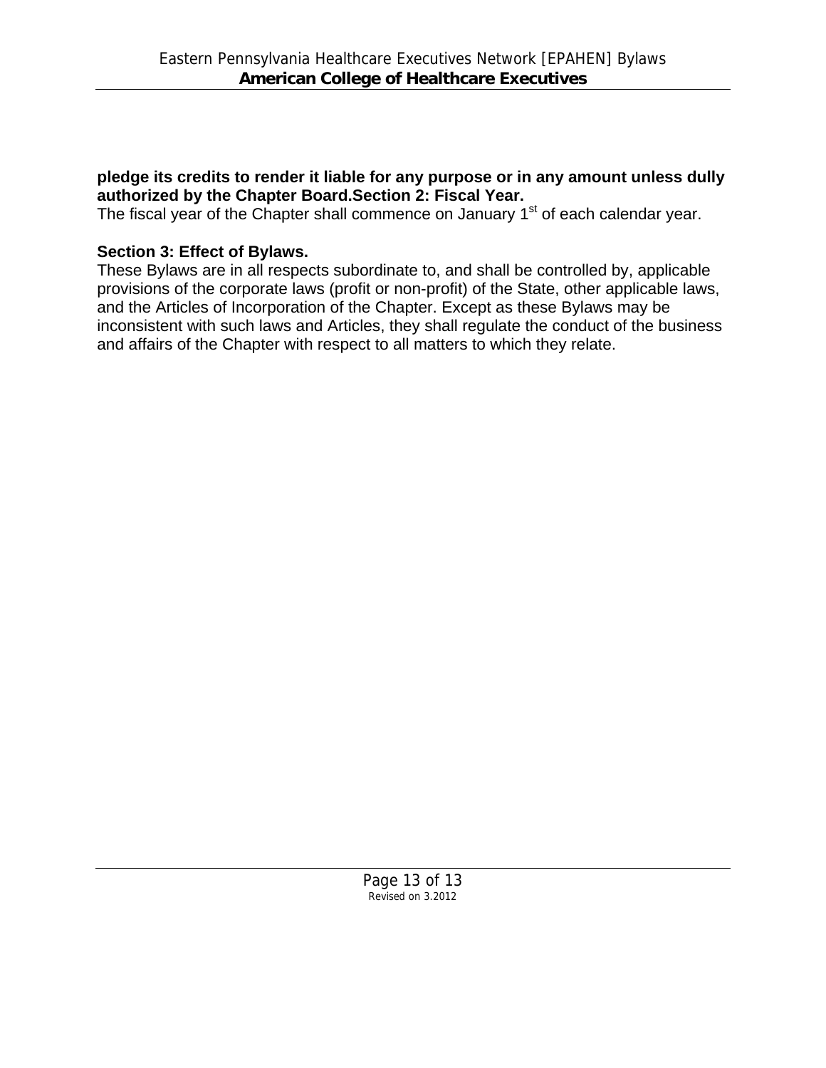**pledge its credits to render it liable for any purpose or in any amount unless dully authorized by the Chapter Board.Section 2: Fiscal Year.**

The fiscal year of the Chapter shall commence on January 1st of each calendar year.

**Section 3: Effect of Bylaws.**

These Bylaws are in all respects subordinate to, and shall be controlled by, applicable provisions of the corporate laws (profit or non-profit) of the State, other applicable laws, and the Articles of Incorporation of the Chapter. Except as these Bylaws may be inconsistent with such laws and Articles, they shall regulate the conduct of the business and affairs of the Chapter with respect to all matters to which they relate.